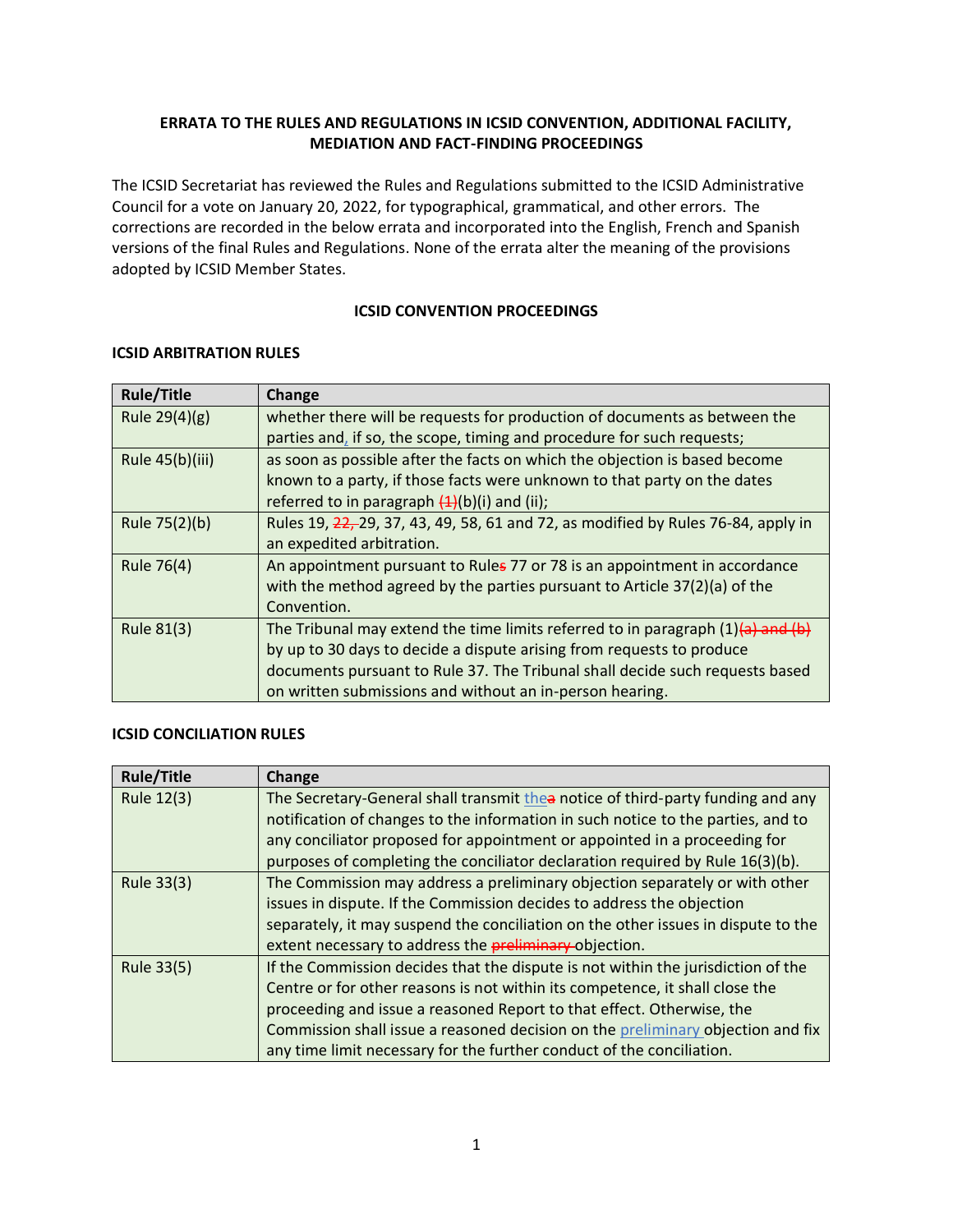**ERRATA TO THE RULES AND REGULATIONS IN ICSID CONVENTION, ADDITIONAL FACILITY, MEDIATION AND FACT-FINDING PROCEEDINGS**

The ICSID Secretariat has reviewed the Rules and Regulations submitted to the ICSID Administrative Council for a vote on January 20, 2022, for typographical, grammatical, and other errors. The corrections are recorded in the below errata and incorporated into the English, French and Spanish versions of the final Rules and Regulations. None of the errata alter the meaning of the provisions adopted by ICSID Member States.

**ICSID CONVENTION PROCEEDINGS**

**ICSID ARBITRATION RULES**

| Rule/Title | Change |
|---|---|
| Rule 29(4)(g) | whether there will be requests for production of documents as between the parties and, if so, the scope, timing and procedure for such requests; |
| Rule 45(b)(iii) | as soon as possible after the facts on which the objection is based become known to a party, if those facts were unknown to that party on the dates referred to in paragraph ~~(1)~~(b)(i) and (ii); |
| Rule 75(2)(b) | Rules 19, ~~22,~~ 29, 37, 43, 49, 58, 61 and 72, as modified by Rules 76-84, apply in an expedited arbitration. |
| Rule 76(4) | An appointment pursuant to Rule~~s~~ 77 or 78 is an appointment in accordance with the method agreed by the parties pursuant to Article 37(2)(a) of the Convention. |
| Rule 81(3) | The Tribunal may extend the time limits referred to in paragraph (1)~~(a) and (b)~~ by up to 30 days to decide a dispute arising from requests to produce documents pursuant to Rule 37. The Tribunal shall decide such requests based on written submissions and without an in-person hearing. |

**ICSID CONCILIATION RULES**

| Rule/Title | Change |
|---|---|
| Rule 12(3) | The Secretary-General shall transmit the~~a~~ notice of third-party funding and any notification of changes to the information in such notice to the parties, and to any conciliator proposed for appointment or appointed in a proceeding for purposes of completing the conciliator declaration required by Rule 16(3)(b). |
| Rule 33(3) | The Commission may address a preliminary objection separately or with other issues in dispute. If the Commission decides to address the objection separately, it may suspend the conciliation on the other issues in dispute to the extent necessary to address the ~~preliminary~~ objection. |
| Rule 33(5) | If the Commission decides that the dispute is not within the jurisdiction of the Centre or for other reasons is not within its competence, it shall close the proceeding and issue a reasoned Report to that effect. Otherwise, the Commission shall issue a reasoned decision on the preliminary objection and fix any time limit necessary for the further conduct of the conciliation. |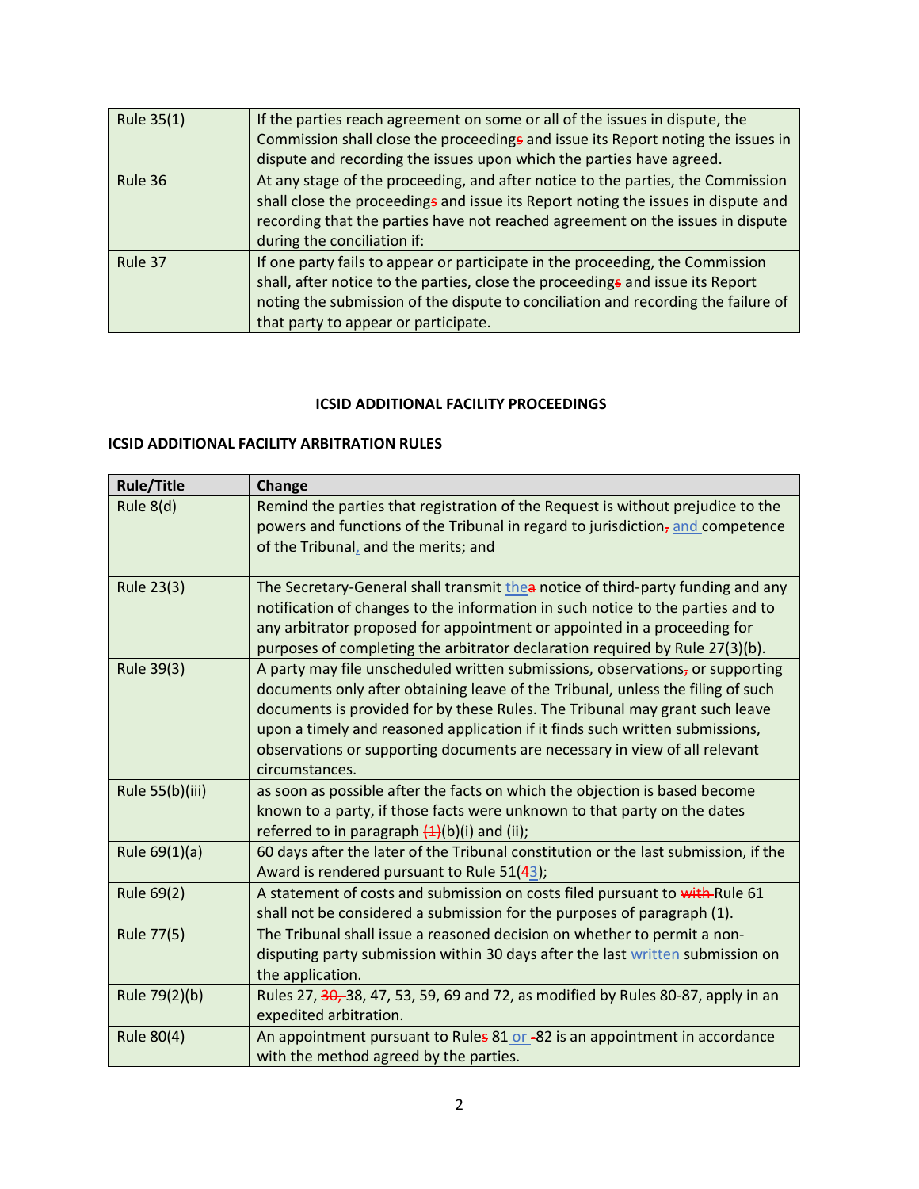| | |
|---|---|
| Rule 35(1) | If the parties reach agreement on some or all of the issues in dispute, the Commission shall close the proceedings and issue its Report noting the issues in dispute and recording the issues upon which the parties have agreed. |
| Rule 36 | At any stage of the proceeding, and after notice to the parties, the Commission shall close the proceedings and issue its Report noting the issues in dispute and recording that the parties have not reached agreement on the issues in dispute during the conciliation if: |
| Rule 37 | If one party fails to appear or participate in the proceeding, the Commission shall, after notice to the parties, close the proceedings and issue its Report noting the submission of the dispute to conciliation and recording the failure of that party to appear or participate. |

**ICSID ADDITIONAL FACILITY PROCEEDINGS**

**ICSID ADDITIONAL FACILITY ARBITRATION RULES**

| Rule/Title | Change |
|---|---|
| Rule 8(d) | Remind the parties that registration of the Request is without prejudice to the powers and functions of the Tribunal in regard to jurisdiction, and competence of the Tribunal, and the merits; and |
| Rule 23(3) | The Secretary-General shall transmit thea notice of third-party funding and any notification of changes to the information in such notice to the parties and to any arbitrator proposed for appointment or appointed in a proceeding for purposes of completing the arbitrator declaration required by Rule 27(3)(b). |
| Rule 39(3) | A party may file unscheduled written submissions, observations, or supporting documents only after obtaining leave of the Tribunal, unless the filing of such documents is provided for by these Rules. The Tribunal may grant such leave upon a timely and reasoned application if it finds such written submissions, observations or supporting documents are necessary in view of all relevant circumstances. |
| Rule 55(b)(iii) | as soon as possible after the facts on which the objection is based become known to a party, if those facts were unknown to that party on the dates referred to in paragraph (1)(b)(i) and (ii); |
| Rule 69(1)(a) | 60 days after the later of the Tribunal constitution or the last submission, if the Award is rendered pursuant to Rule 51(43); |
| Rule 69(2) | A statement of costs and submission on costs filed pursuant to with Rule 61 shall not be considered a submission for the purposes of paragraph (1). |
| Rule 77(5) | The Tribunal shall issue a reasoned decision on whether to permit a non-disputing party submission within 30 days after the last written submission on the application. |
| Rule 79(2)(b) | Rules 27, 30, 38, 47, 53, 59, 69 and 72, as modified by Rules 80-87, apply in an expedited arbitration. |
| Rule 80(4) | An appointment pursuant to Rules 81 or -82 is an appointment in accordance with the method agreed by the parties. |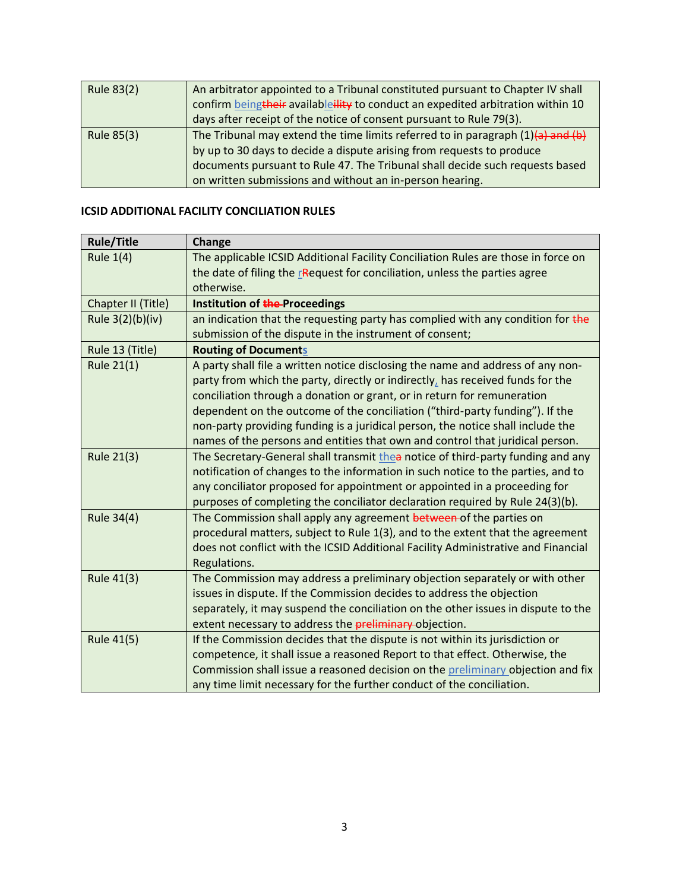| Rule 83(2) | An arbitrator appointed to a Tribunal constituted pursuant to Chapter IV shall confirm beingtheir availableility to conduct an expedited arbitration within 10 days after receipt of the notice of consent pursuant to Rule 79(3). |
|---|---|
| Rule 85(3) | The Tribunal may extend the time limits referred to in paragraph (1)(a) and (b) by up to 30 days to decide a dispute arising from requests to produce documents pursuant to Rule 47. The Tribunal shall decide such requests based on written submissions and without an in-person hearing. |

**ICSID ADDITIONAL FACILITY CONCILIATION RULES**

| Rule/Title | Change |
|---|---|
| Rule 1(4) | The applicable ICSID Additional Facility Conciliation Rules are those in force on the date of filing the rRequest for conciliation, unless the parties agree otherwise. |
| Chapter II (Title) | **Institution of the Proceedings** |
| Rule 3(2)(b)(iv) | an indication that the requesting party has complied with any condition for the submission of the dispute in the instrument of consent; |
| Rule 13 (Title) | **Routing of Documents** |
| Rule 21(1) | A party shall file a written notice disclosing the name and address of any non-party from which the party, directly or indirectly, has received funds for the conciliation through a donation or grant, or in return for remuneration dependent on the outcome of the conciliation ("third-party funding"). If the non-party providing funding is a juridical person, the notice shall include the names of the persons and entities that own and control that juridical person. |
| Rule 21(3) | The Secretary-General shall transmit thea notice of third-party funding and any notification of changes to the information in such notice to the parties, and to any conciliator proposed for appointment or appointed in a proceeding for purposes of completing the conciliator declaration required by Rule 24(3)(b). |
| Rule 34(4) | The Commission shall apply any agreement between of the parties on procedural matters, subject to Rule 1(3), and to the extent that the agreement does not conflict with the ICSID Additional Facility Administrative and Financial Regulations. |
| Rule 41(3) | The Commission may address a preliminary objection separately or with other issues in dispute. If the Commission decides to address the objection separately, it may suspend the conciliation on the other issues in dispute to the extent necessary to address the preliminary objection. |
| Rule 41(5) | If the Commission decides that the dispute is not within its jurisdiction or competence, it shall issue a reasoned Report to that effect. Otherwise, the Commission shall issue a reasoned decision on the preliminary objection and fix any time limit necessary for the further conduct of the conciliation. |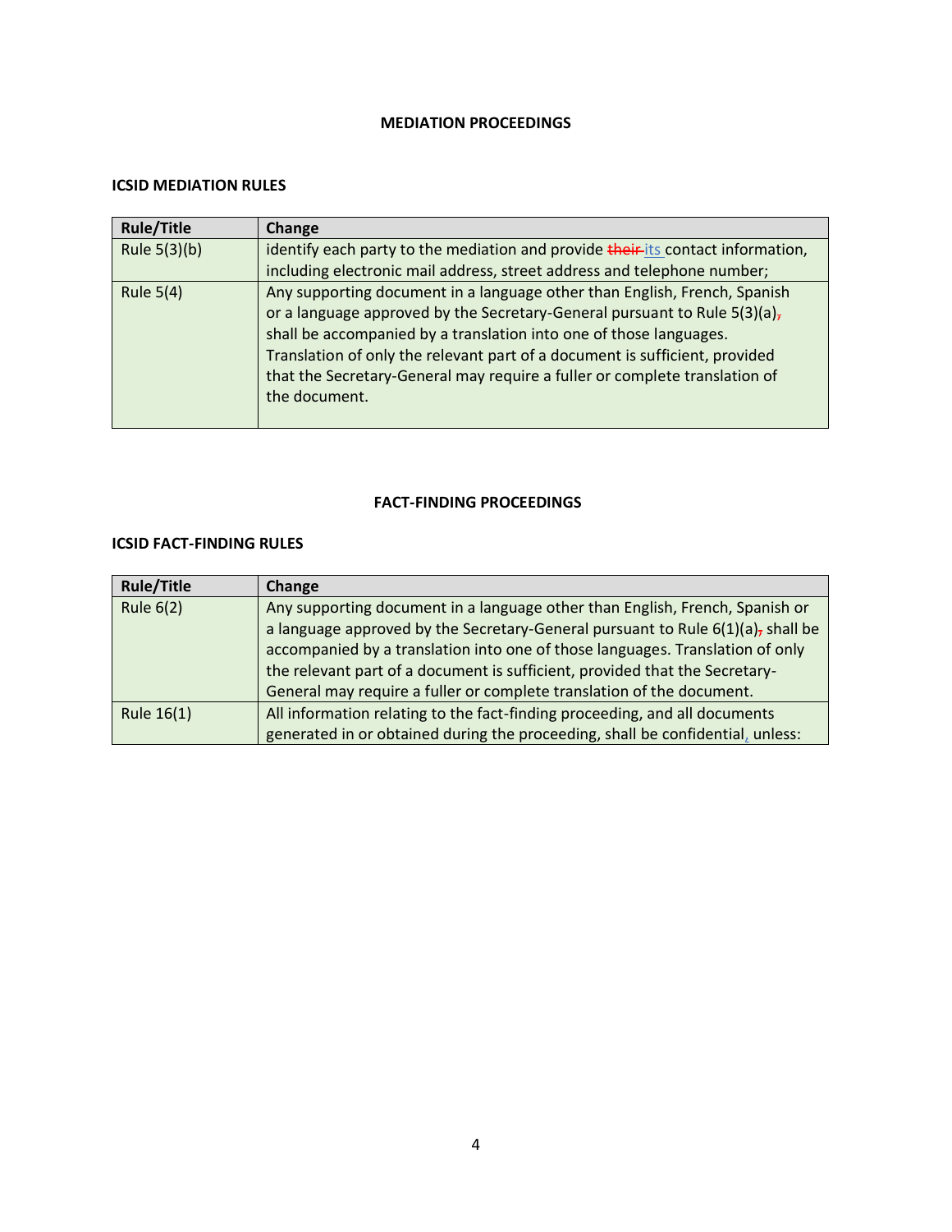**MEDIATION PROCEEDINGS**

**ICSID MEDIATION RULES**

| Rule/Title | Change |
|---|---|
| Rule 5(3)(b) | identify each party to the mediation and provide ~~their~~ its contact information, including electronic mail address, street address and telephone number; |
| Rule 5(4) | Any supporting document in a language other than English, French, Spanish or a language approved by the Secretary-General pursuant to Rule 5(3)(a)~~,~~ shall be accompanied by a translation into one of those languages. Translation of only the relevant part of a document is sufficient, provided that the Secretary-General may require a fuller or complete translation of the document. |

**FACT-FINDING PROCEEDINGS**

**ICSID FACT-FINDING RULES**

| Rule/Title | Change |
|---|---|
| Rule 6(2) | Any supporting document in a language other than English, French, Spanish or a language approved by the Secretary-General pursuant to Rule 6(1)(a)~~,~~ shall be accompanied by a translation into one of those languages. Translation of only the relevant part of a document is sufficient, provided that the Secretary-General may require a fuller or complete translation of the document. |
| Rule 16(1) | All information relating to the fact-finding proceeding, and all documents generated in or obtained during the proceeding, shall be confidential, unless: |